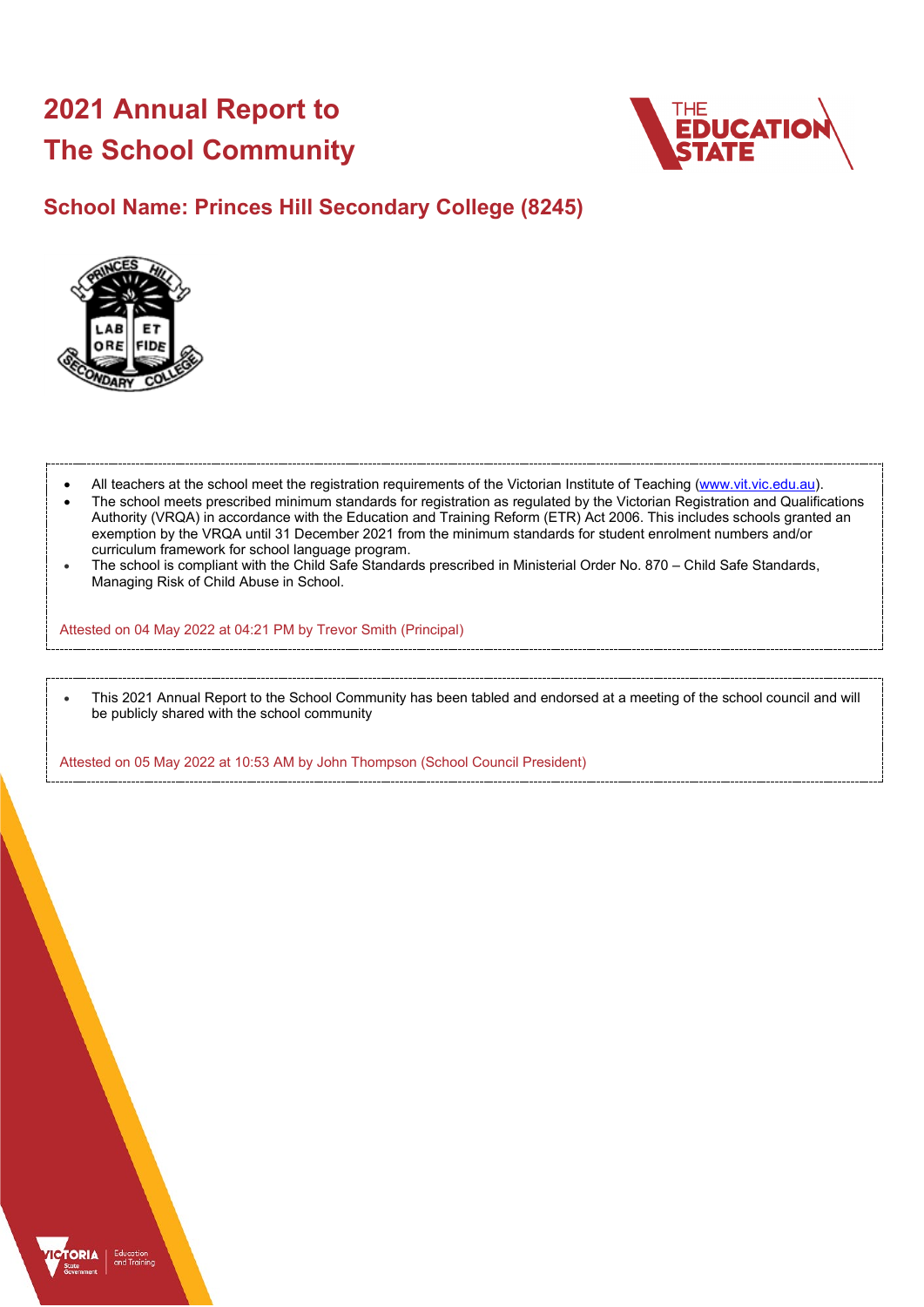# 2021 Annual Report to The School Community

## School Name: Princes Hill Secondary College (8245)

- All teachers at the school meet the registration requirements of the Victorian Institute of Teaching (www.vit.vic.edu.au).
- The school meets prescribed minimum standards for registration as regulated by the Victorian Registration and Qualifications Authority (VRQA) in accordance with the Education and Training Reform (ETR) Act 2006. This includes schools granted an exemption by the VRQA until 31 December 2021 from the minimum standards for student enrolment numbers and/or curriculum framework for school language program.
- The school is compliant with the Child Safe Standards prescribed in Ministerial Order No. 870 – Child Safe Standards, Managing Risk of Child Abuse in School.

Attested on 04 May 2022 at 04:21 PM by Trevor Smith (Principal)

- This 2021 Annual Report to the School Community has been tabled and endorsed at a meeting of the school council and will be publicly shared with the school community

Attested on 05 May 2022 at 10:53 AM by John Thompson (School Council President)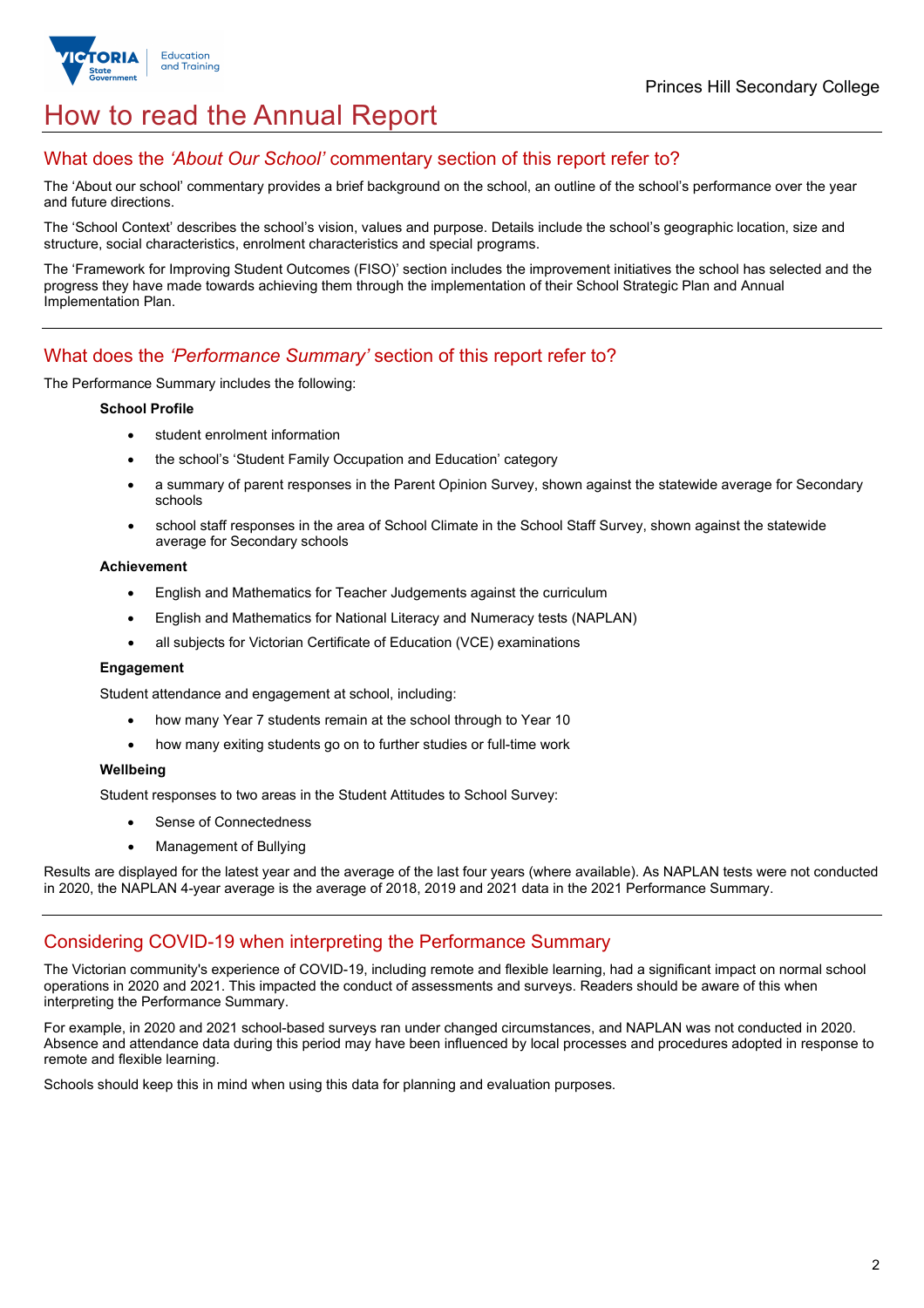# How to read the Annual Report

## What does the *'About Our School'* commentary section of this report refer to?

The 'About our school' commentary provides a brief background on the school, an outline of the school's performance over the year and future directions.

The 'School Context' describes the school's vision, values and purpose. Details include the school's geographic location, size and structure, social characteristics, enrolment characteristics and special programs.

The 'Framework for Improving Student Outcomes (FISO)' section includes the improvement initiatives the school has selected and the progress they have made towards achieving them through the implementation of their School Strategic Plan and Annual Implementation Plan.

## What does the *'Performance Summary'* section of this report refer to?

The Performance Summary includes the following:

**School Profile**

- student enrolment information
- the school's 'Student Family Occupation and Education' category
- a summary of parent responses in the Parent Opinion Survey, shown against the statewide average for Secondary schools
- school staff responses in the area of School Climate in the School Staff Survey, shown against the statewide average for Secondary schools

**Achievement**

- English and Mathematics for Teacher Judgements against the curriculum
- English and Mathematics for National Literacy and Numeracy tests (NAPLAN)
- all subjects for Victorian Certificate of Education (VCE) examinations

**Engagement**

Student attendance and engagement at school, including:

- how many Year 7 students remain at the school through to Year 10
- how many exiting students go on to further studies or full-time work

**Wellbeing**

Student responses to two areas in the Student Attitudes to School Survey:

- Sense of Connectedness
- Management of Bullying

Results are displayed for the latest year and the average of the last four years (where available). As NAPLAN tests were not conducted in 2020, the NAPLAN 4-year average is the average of 2018, 2019 and 2021 data in the 2021 Performance Summary.

## Considering COVID-19 when interpreting the Performance Summary

The Victorian community's experience of COVID-19, including remote and flexible learning, had a significant impact on normal school operations in 2020 and 2021. This impacted the conduct of assessments and surveys. Readers should be aware of this when interpreting the Performance Summary.

For example, in 2020 and 2021 school-based surveys ran under changed circumstances, and NAPLAN was not conducted in 2020. Absence and attendance data during this period may have been influenced by local processes and procedures adopted in response to remote and flexible learning.

Schools should keep this in mind when using this data for planning and evaluation purposes.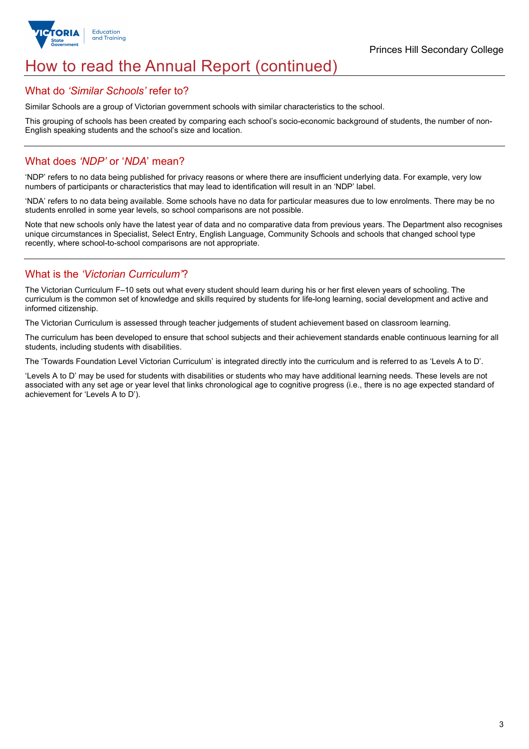# How to read the Annual Report (continued)

## What do *'Similar Schools'* refer to?

Similar Schools are a group of Victorian government schools with similar characteristics to the school.

This grouping of schools has been created by comparing each school's socio-economic background of students, the number of non-English speaking students and the school's size and location.

## What does *'NDP'* or '*NDA*' mean?

'NDP' refers to no data being published for privacy reasons or where there are insufficient underlying data. For example, very low numbers of participants or characteristics that may lead to identification will result in an 'NDP' label.

'NDA' refers to no data being available. Some schools have no data for particular measures due to low enrolments. There may be no students enrolled in some year levels, so school comparisons are not possible.

Note that new schools only have the latest year of data and no comparative data from previous years. The Department also recognises unique circumstances in Specialist, Select Entry, English Language, Community Schools and schools that changed school type recently, where school-to-school comparisons are not appropriate.

## What is the *'Victorian Curriculum'*?

The Victorian Curriculum F–10 sets out what every student should learn during his or her first eleven years of schooling. The curriculum is the common set of knowledge and skills required by students for life-long learning, social development and active and informed citizenship.

The Victorian Curriculum is assessed through teacher judgements of student achievement based on classroom learning.

The curriculum has been developed to ensure that school subjects and their achievement standards enable continuous learning for all students, including students with disabilities.

The 'Towards Foundation Level Victorian Curriculum' is integrated directly into the curriculum and is referred to as 'Levels A to D'.

'Levels A to D' may be used for students with disabilities or students who may have additional learning needs. These levels are not associated with any set age or year level that links chronological age to cognitive progress (i.e., there is no age expected standard of achievement for 'Levels A to D').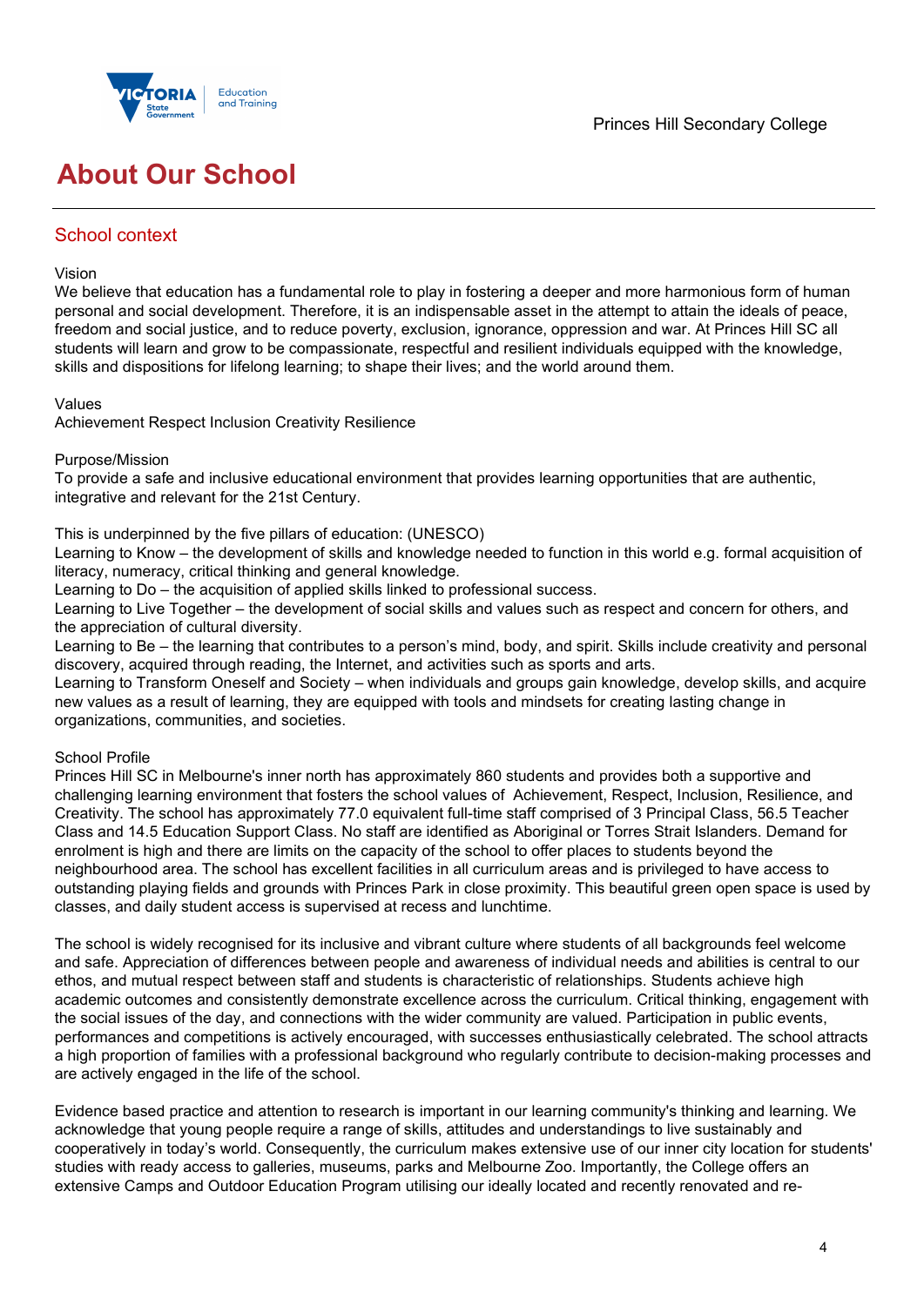# About Our School

## School context

Vision
We believe that education has a fundamental role to play in fostering a deeper and more harmonious form of human personal and social development. Therefore, it is an indispensable asset in the attempt to attain the ideals of peace, freedom and social justice, and to reduce poverty, exclusion, ignorance, oppression and war. At Princes Hill SC all students will learn and grow to be compassionate, respectful and resilient individuals equipped with the knowledge, skills and dispositions for lifelong learning; to shape their lives; and the world around them.

Values
Achievement Respect Inclusion Creativity Resilience

Purpose/Mission
To provide a safe and inclusive educational environment that provides learning opportunities that are authentic, integrative and relevant for the 21st Century.

This is underpinned by the five pillars of education: (UNESCO)
Learning to Know – the development of skills and knowledge needed to function in this world e.g. formal acquisition of literacy, numeracy, critical thinking and general knowledge.
Learning to Do – the acquisition of applied skills linked to professional success.
Learning to Live Together – the development of social skills and values such as respect and concern for others, and the appreciation of cultural diversity.
Learning to Be – the learning that contributes to a person's mind, body, and spirit. Skills include creativity and personal discovery, acquired through reading, the Internet, and activities such as sports and arts.
Learning to Transform Oneself and Society – when individuals and groups gain knowledge, develop skills, and acquire new values as a result of learning, they are equipped with tools and mindsets for creating lasting change in organizations, communities, and societies.

School Profile
Princes Hill SC in Melbourne's inner north has approximately 860 students and provides both a supportive and challenging learning environment that fosters the school values of Achievement, Respect, Inclusion, Resilience, and Creativity. The school has approximately 77.0 equivalent full-time staff comprised of 3 Principal Class, 56.5 Teacher Class and 14.5 Education Support Class. No staff are identified as Aboriginal or Torres Strait Islanders. Demand for enrolment is high and there are limits on the capacity of the school to offer places to students beyond the neighbourhood area. The school has excellent facilities in all curriculum areas and is privileged to have access to outstanding playing fields and grounds with Princes Park in close proximity. This beautiful green open space is used by classes, and daily student access is supervised at recess and lunchtime.

The school is widely recognised for its inclusive and vibrant culture where students of all backgrounds feel welcome and safe. Appreciation of differences between people and awareness of individual needs and abilities is central to our ethos, and mutual respect between staff and students is characteristic of relationships. Students achieve high academic outcomes and consistently demonstrate excellence across the curriculum. Critical thinking, engagement with the social issues of the day, and connections with the wider community are valued. Participation in public events, performances and competitions is actively encouraged, with successes enthusiastically celebrated. The school attracts a high proportion of families with a professional background who regularly contribute to decision-making processes and are actively engaged in the life of the school.

Evidence based practice and attention to research is important in our learning community's thinking and learning. We acknowledge that young people require a range of skills, attitudes and understandings to live sustainably and cooperatively in today's world. Consequently, the curriculum makes extensive use of our inner city location for students' studies with ready access to galleries, museums, parks and Melbourne Zoo. Importantly, the College offers an extensive Camps and Outdoor Education Program utilising our ideally located and recently renovated and re-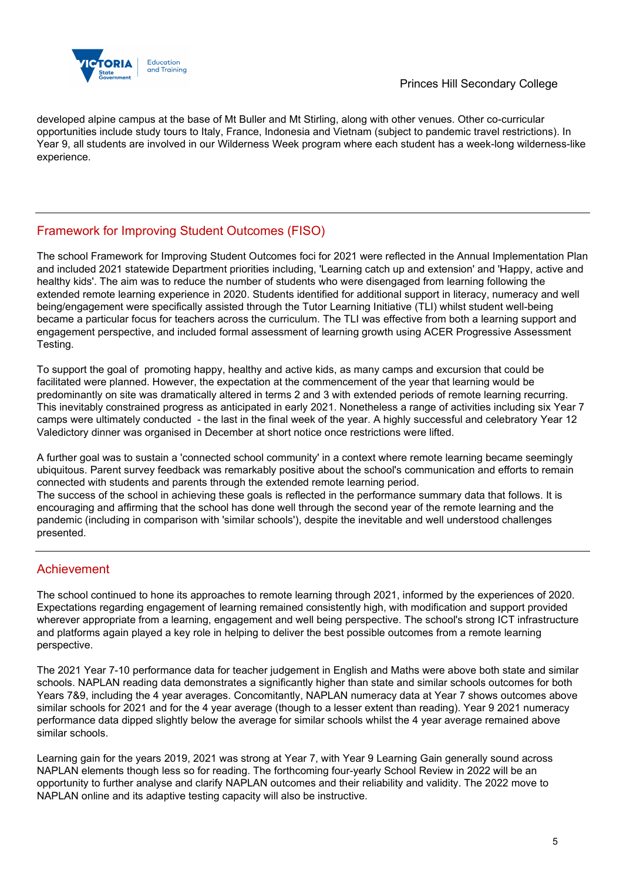developed alpine campus at the base of Mt Buller and Mt Stirling, along with other venues. Other co-curricular opportunities include study tours to Italy, France, Indonesia and Vietnam (subject to pandemic travel restrictions). In Year 9, all students are involved in our Wilderness Week program where each student has a week-long wilderness-like experience.

## Framework for Improving Student Outcomes (FISO)

The school Framework for Improving Student Outcomes foci for 2021 were reflected in the Annual Implementation Plan and included 2021 statewide Department priorities including, 'Learning catch up and extension' and 'Happy, active and healthy kids'. The aim was to reduce the number of students who were disengaged from learning following the extended remote learning experience in 2020. Students identified for additional support in literacy, numeracy and well being/engagement were specifically assisted through the Tutor Learning Initiative (TLI) whilst student well-being became a particular focus for teachers across the curriculum. The TLI was effective from both a learning support and engagement perspective, and included formal assessment of learning growth using ACER Progressive Assessment Testing.

To support the goal of promoting happy, healthy and active kids, as many camps and excursion that could be facilitated were planned. However, the expectation at the commencement of the year that learning would be predominantly on site was dramatically altered in terms 2 and 3 with extended periods of remote learning recurring. This inevitably constrained progress as anticipated in early 2021. Nonetheless a range of activities including six Year 7 camps were ultimately conducted - the last in the final week of the year. A highly successful and celebratory Year 12 Valedictory dinner was organised in December at short notice once restrictions were lifted.

A further goal was to sustain a 'connected school community' in a context where remote learning became seemingly ubiquitous. Parent survey feedback was remarkably positive about the school's communication and efforts to remain connected with students and parents through the extended remote learning period.
The success of the school in achieving these goals is reflected in the performance summary data that follows. It is encouraging and affirming that the school has done well through the second year of the remote learning and the pandemic (including in comparison with 'similar schools'), despite the inevitable and well understood challenges presented.

## Achievement

The school continued to hone its approaches to remote learning through 2021, informed by the experiences of 2020. Expectations regarding engagement of learning remained consistently high, with modification and support provided wherever appropriate from a learning, engagement and well being perspective. The school's strong ICT infrastructure and platforms again played a key role in helping to deliver the best possible outcomes from a remote learning perspective.

The 2021 Year 7-10 performance data for teacher judgement in English and Maths were above both state and similar schools. NAPLAN reading data demonstrates a significantly higher than state and similar schools outcomes for both Years 7&9, including the 4 year averages. Concomitantly, NAPLAN numeracy data at Year 7 shows outcomes above similar schools for 2021 and for the 4 year average (though to a lesser extent than reading). Year 9 2021 numeracy performance data dipped slightly below the average for similar schools whilst the 4 year average remained above similar schools.

Learning gain for the years 2019, 2021 was strong at Year 7, with Year 9 Learning Gain generally sound across NAPLAN elements though less so for reading. The forthcoming four-yearly School Review in 2022 will be an opportunity to further analyse and clarify NAPLAN outcomes and their reliability and validity. The 2022 move to NAPLAN online and its adaptive testing capacity will also be instructive.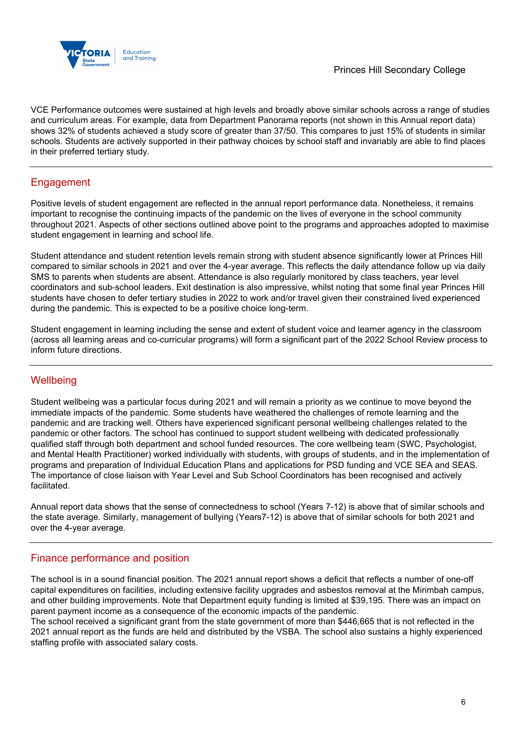VCE Performance outcomes were sustained at high levels and broadly above similar schools across a range of studies and curriculum areas. For example, data from Department Panorama reports (not shown in this Annual report data) shows 32% of students achieved a study score of greater than 37/50. This compares to just 15% of students in similar schools. Students are actively supported in their pathway choices by school staff and invariably are able to find places in their preferred tertiary study.

## Engagement

Positive levels of student engagement are reflected in the annual report performance data. Nonetheless, it remains important to recognise the continuing impacts of the pandemic on the lives of everyone in the school community throughout 2021. Aspects of other sections outlined above point to the programs and approaches adopted to maximise student engagement in learning and school life.

Student attendance and student retention levels remain strong with student absence significantly lower at Princes Hill compared to similar schools in 2021 and over the 4-year average. This reflects the daily attendance follow up via daily SMS to parents when students are absent. Attendance is also regularly monitored by class teachers, year level coordinators and sub-school leaders. Exit destination is also impressive, whilst noting that some final year Princes Hill students have chosen to defer tertiary studies in 2022 to work and/or travel given their constrained lived experienced during the pandemic. This is expected to be a positive choice long-term.

Student engagement in learning including the sense and extent of student voice and learner agency in the classroom (across all learning areas and co-curricular programs) will form a significant part of the 2022 School Review process to inform future directions.

## Wellbeing

Student wellbeing was a particular focus during 2021 and will remain a priority as we continue to move beyond the immediate impacts of the pandemic. Some students have weathered the challenges of remote learning and the pandemic and are tracking well. Others have experienced significant personal wellbeing challenges related to the pandemic or other factors. The school has continued to support student wellbeing with dedicated professionally qualified staff through both department and school funded resources. The core wellbeing team (SWC, Psychologist, and Mental Health Practitioner) worked individually with students, with groups of students, and in the implementation of programs and preparation of Individual Education Plans and applications for PSD funding and VCE SEA and SEAS. The importance of close liaison with Year Level and Sub School Coordinators has been recognised and actively facilitated.

Annual report data shows that the sense of connectedness to school (Years 7-12) is above that of similar schools and the state average. Similarly, management of bullying (Years7-12) is above that of similar schools for both 2021 and over the 4-year average.

## Finance performance and position

The school is in a sound financial position. The 2021 annual report shows a deficit that reflects a number of one-off capital expenditures on facilities, including extensive facility upgrades and asbestos removal at the Mirimbah campus, and other building improvements. Note that Department equity funding is limited at $39,195. There was an impact on parent payment income as a consequence of the economic impacts of the pandemic.
The school received a significant grant from the state government of more than $446,665 that is not reflected in the 2021 annual report as the funds are held and distributed by the VSBA. The school also sustains a highly experienced staffing profile with associated salary costs.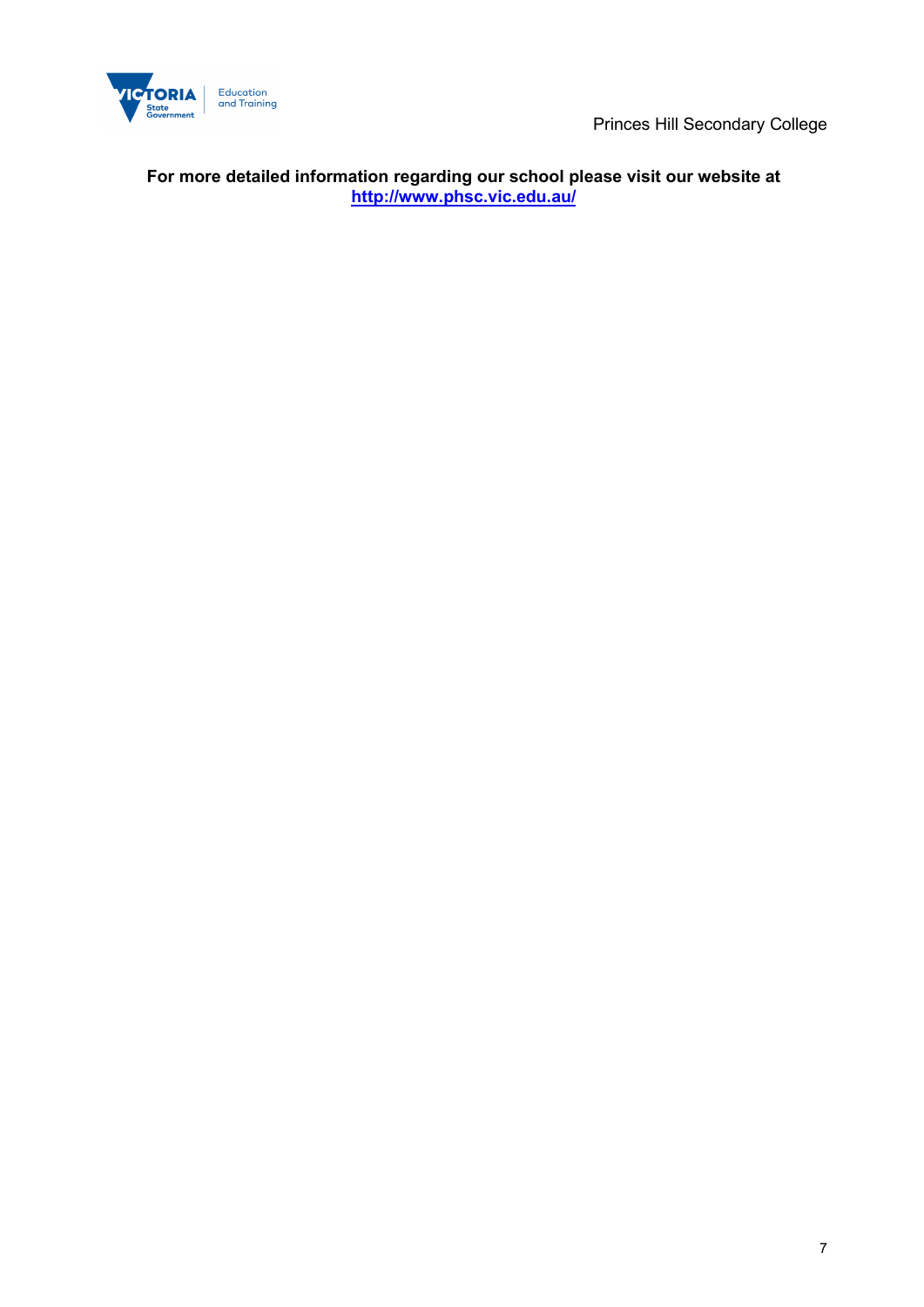**For more detailed information regarding our school please visit our website at [http://www.phsc.vic.edu.au/](http://www.phsc.vic.edu.au/)**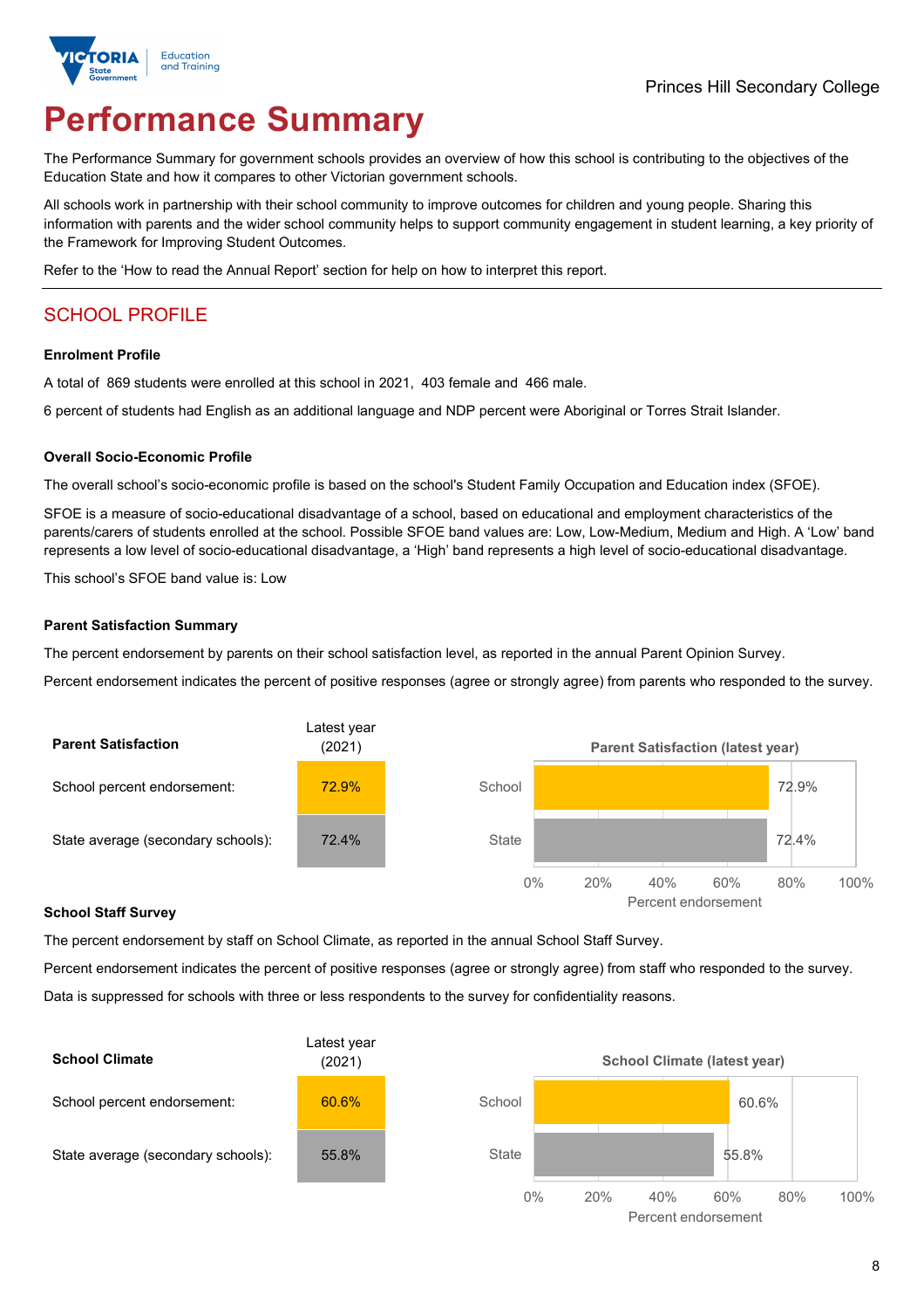Princes Hill Secondary College

# Performance Summary

The Performance Summary for government schools provides an overview of how this school is contributing to the objectives of the Education State and how it compares to other Victorian government schools.

All schools work in partnership with their school community to improve outcomes for children and young people. Sharing this information with parents and the wider school community helps to support community engagement in student learning, a key priority of the Framework for Improving Student Outcomes.

Refer to the 'How to read the Annual Report' section for help on how to interpret this report.

## SCHOOL PROFILE

### Enrolment Profile

A total of 869 students were enrolled at this school in 2021, 403 female and 466 male.

6 percent of students had English as an additional language and NDP percent were Aboriginal or Torres Strait Islander.

### Overall Socio-Economic Profile

The overall school's socio-economic profile is based on the school's Student Family Occupation and Education index (SFOE).

SFOE is a measure of socio-educational disadvantage of a school, based on educational and employment characteristics of the parents/carers of students enrolled at the school. Possible SFOE band values are: Low, Low-Medium, Medium and High. A 'Low' band represents a low level of socio-educational disadvantage, a 'High' band represents a high level of socio-educational disadvantage.

This school's SFOE band value is: Low

### Parent Satisfaction Summary

The percent endorsement by parents on their school satisfaction level, as reported in the annual Parent Opinion Survey.

Percent endorsement indicates the percent of positive responses (agree or strongly agree) from parents who responded to the survey.

| Parent Satisfaction | Latest year (2021) |
|---|---|
| School percent endorsement: | 72.9% |
| State average (secondary schools): | 72.4% |

Parent Satisfaction (latest year)

| | Percent endorsement |
|---|---|
| School | 72.9% |
| State | 72.4% |

### School Staff Survey

The percent endorsement by staff on School Climate, as reported in the annual School Staff Survey.

Percent endorsement indicates the percent of positive responses (agree or strongly agree) from staff who responded to the survey.

Data is suppressed for schools with three or less respondents to the survey for confidentiality reasons.

| School Climate | Latest year (2021) |
|---|---|
| School percent endorsement: | 60.6% |
| State average (secondary schools): | 55.8% |

School Climate (latest year)

| | Percent endorsement |
|---|---|
| School | 60.6% |
| State | 55.8% |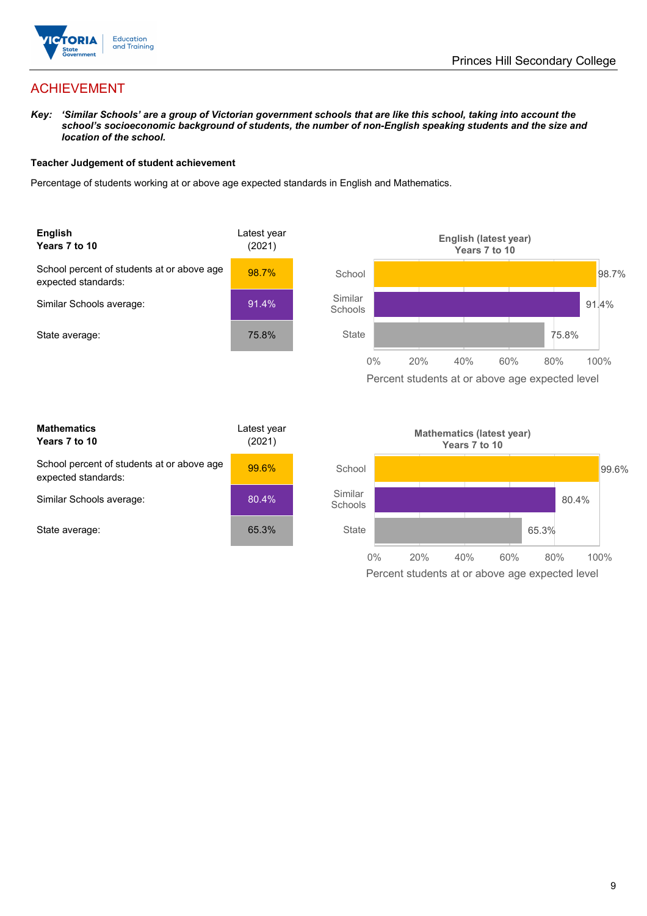# ACHIEVEMENT

***Key:*** ***'Similar Schools' are a group of Victorian government schools that are like this school, taking into account the school's socioeconomic background of students, the number of non-English speaking students and the size and location of the school.***

**Teacher Judgement of student achievement**

Percentage of students working at or above age expected standards in English and Mathematics.

| **English** **Years 7 to 10** | Latest year (2021) |
|---|---|
| School percent of students at or above age expected standards: | 98.7% |
| Similar Schools average: | 91.4% |
| State average: | 75.8% |

**English (latest year)**
**Years 7 to 10**

| | Percent students at or above age expected level |
|---|---|
| School | 98.7% |
| Similar Schools | 91.4% |
| State | 75.8% |

| **Mathematics** **Years 7 to 10** | Latest year (2021) |
|---|---|
| School percent of students at or above age expected standards: | 99.6% |
| Similar Schools average: | 80.4% |
| State average: | 65.3% |

**Mathematics (latest year)**
**Years 7 to 10**

| | Percent students at or above age expected level |
|---|---|
| School | 99.6% |
| Similar Schools | 80.4% |
| State | 65.3% |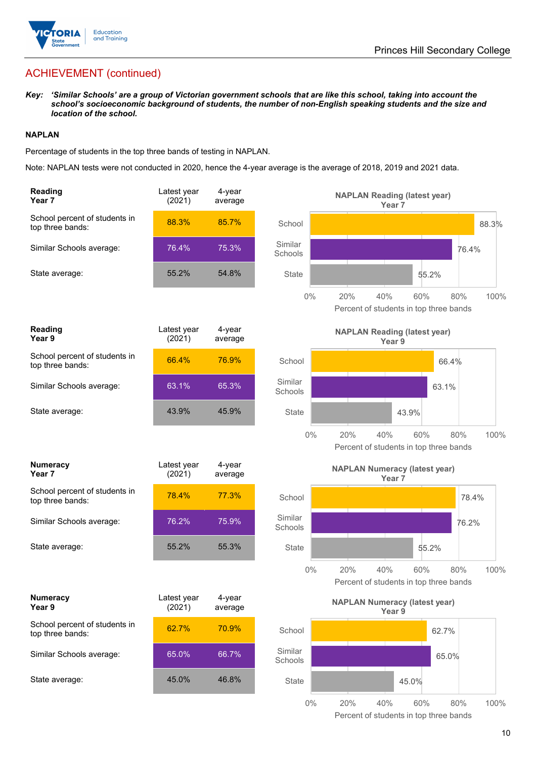## ACHIEVEMENT (continued)

***Key:*** ***'Similar Schools' are a group of Victorian government schools that are like this school, taking into account the school's socioeconomic background of students, the number of non-English speaking students and the size and location of the school.***

### NAPLAN

Percentage of students in the top three bands of testing in NAPLAN.

Note: NAPLAN tests were not conducted in 2020, hence the 4-year average is the average of 2018, 2019 and 2021 data.

| **Reading Year 7** | Latest year (2021) | 4-year average |
|---|---|---|
| School percent of students in top three bands: | 88.3% | 85.7% |
| Similar Schools average: | 76.4% | 75.3% |
| State average: | 55.2% | 54.8% |

**NAPLAN Reading (latest year) Year 7**

| | Percent of students in top three bands |
|---|---|
| School | 88.3% |
| Similar Schools | 76.4% |
| State | 55.2% |

| **Reading Year 9** | Latest year (2021) | 4-year average |
|---|---|---|
| School percent of students in top three bands: | 66.4% | 76.9% |
| Similar Schools average: | 63.1% | 65.3% |
| State average: | 43.9% | 45.9% |

**NAPLAN Reading (latest year) Year 9**

| | Percent of students in top three bands |
|---|---|
| School | 66.4% |
| Similar Schools | 63.1% |
| State | 43.9% |

| **Numeracy Year 7** | Latest year (2021) | 4-year average |
|---|---|---|
| School percent of students in top three bands: | 78.4% | 77.3% |
| Similar Schools average: | 76.2% | 75.9% |
| State average: | 55.2% | 55.3% |

**NAPLAN Numeracy (latest year) Year 7**

| | Percent of students in top three bands |
|---|---|
| School | 78.4% |
| Similar Schools | 76.2% |
| State | 55.2% |

| **Numeracy Year 9** | Latest year (2021) | 4-year average |
|---|---|---|
| School percent of students in top three bands: | 62.7% | 70.9% |
| Similar Schools average: | 65.0% | 66.7% |
| State average: | 45.0% | 46.8% |

**NAPLAN Numeracy (latest year) Year 9**

| | Percent of students in top three bands |
|---|---|
| School | 62.7% |
| Similar Schools | 65.0% |
| State | 45.0% |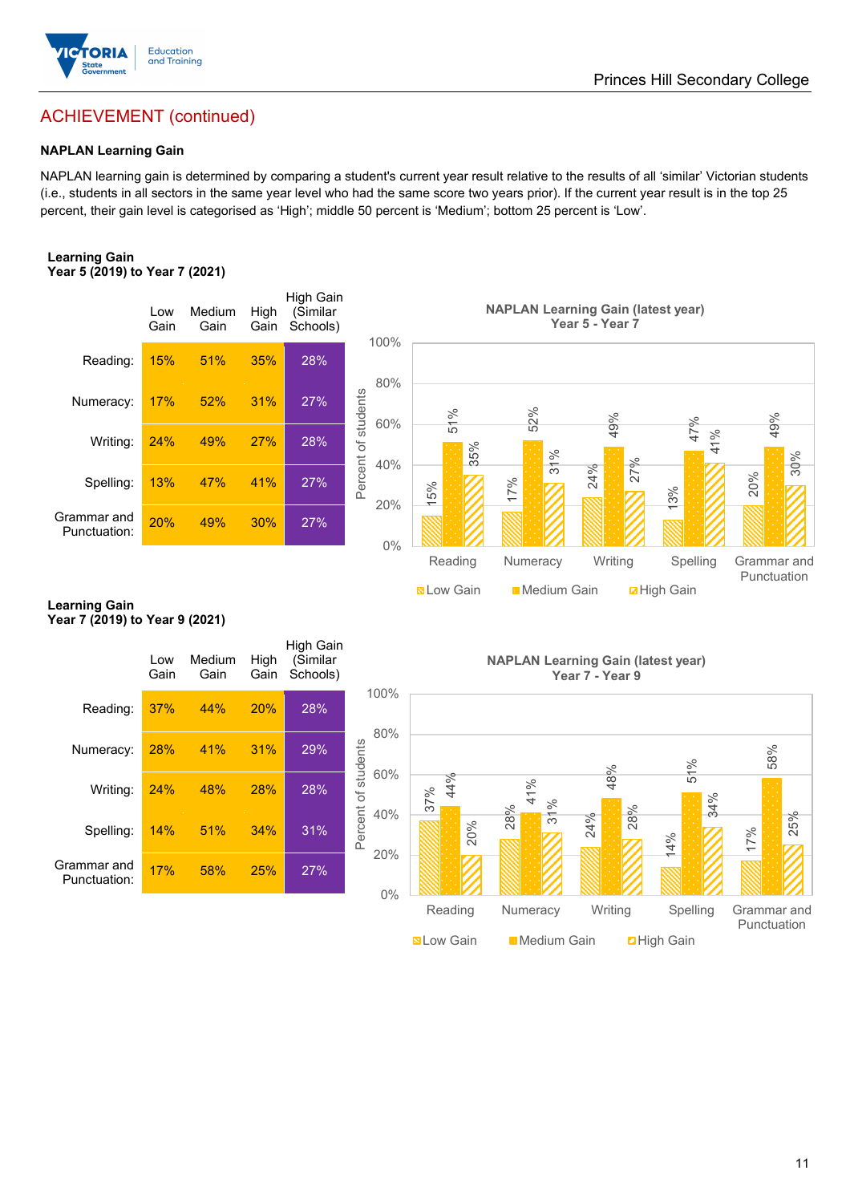## ACHIEVEMENT (continued)

### NAPLAN Learning Gain

NAPLAN learning gain is determined by comparing a student's current year result relative to the results of all 'similar' Victorian students (i.e., students in all sectors in the same year level who had the same score two years prior). If the current year result is in the top 25 percent, their gain level is categorised as 'High'; middle 50 percent is 'Medium'; bottom 25 percent is 'Low'.

**Learning Gain**
**Year 5 (2019) to Year 7 (2021)**

| | Low Gain | Medium Gain | High Gain | High Gain (Similar Schools) |
|---|---|---|---|---|
| Reading: | 15% | 51% | 35% | 28% |
| Numeracy: | 17% | 52% | 31% | 27% |
| Writing: | 24% | 49% | 27% | 28% |
| Spelling: | 13% | 47% | 41% | 27% |
| Grammar and Punctuation: | 20% | 49% | 30% | 27% |

**NAPLAN Learning Gain (latest year) Year 5 - Year 7**

| | Low Gain | Medium Gain | High Gain |
|---|---|---|---|
| Reading | 15% | 51% | 35% |
| Numeracy | 17% | 52% | 31% |
| Writing | 24% | 49% | 27% |
| Spelling | 13% | 47% | 41% |
| Grammar and Punctuation | 20% | 49% | 30% |

**Learning Gain**
**Year 7 (2019) to Year 9 (2021)**

| | Low Gain | Medium Gain | High Gain | High Gain (Similar Schools) |
|---|---|---|---|---|
| Reading: | 37% | 44% | 20% | 28% |
| Numeracy: | 28% | 41% | 31% | 29% |
| Writing: | 24% | 48% | 28% | 28% |
| Spelling: | 14% | 51% | 34% | 31% |
| Grammar and Punctuation: | 17% | 58% | 25% | 27% |

**NAPLAN Learning Gain (latest year) Year 7 - Year 9**

| | Low Gain | Medium Gain | High Gain |
|---|---|---|---|
| Reading | 37% | 44% | 20% |
| Numeracy | 28% | 41% | 31% |
| Writing | 24% | 48% | 28% |
| Spelling | 14% | 51% | 34% |
| Grammar and Punctuation | 17% | 58% | 25% |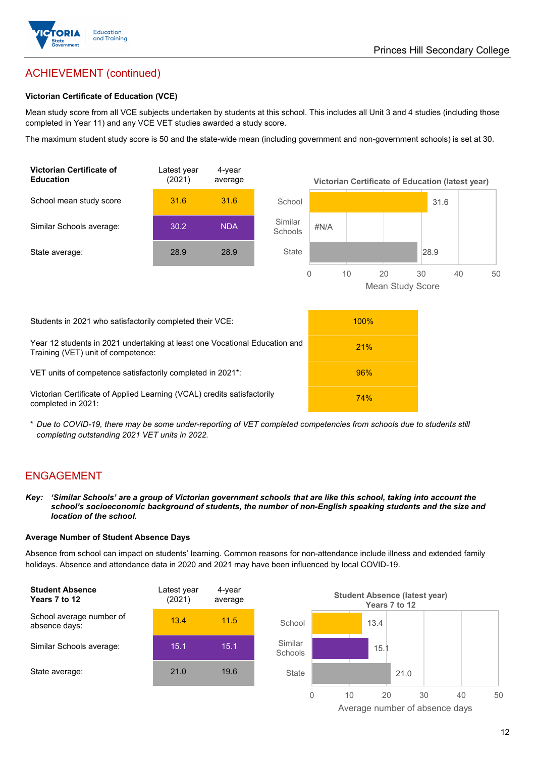## ACHIEVEMENT (continued)

### Victorian Certificate of Education (VCE)

Mean study score from all VCE subjects undertaken by students at this school. This includes all Unit 3 and 4 studies (including those completed in Year 11) and any VCE VET studies awarded a study score.

The maximum student study score is 50 and the state-wide mean (including government and non-government schools) is set at 30.

| Victorian Certificate of Education | Latest year (2021) | 4-year average |
|---|---|---|
| School mean study score | 31.6 | 31.6 |
| Similar Schools average: | 30.2 | NDA |
| State average: | 28.9 | 28.9 |

**Victorian Certificate of Education (latest year)**

| | Mean Study Score |
|---|---|
| School | 31.6 |
| Similar Schools | #N/A |
| State | 28.9 |

| | |
|---|---|
| Students in 2021 who satisfactorily completed their VCE: | 100% |
| Year 12 students in 2021 undertaking at least one Vocational Education and Training (VET) unit of competence: | 21% |
| VET units of competence satisfactorily completed in 2021*: | 96% |
| Victorian Certificate of Applied Learning (VCAL) credits satisfactorily completed in 2021: | 74% |

\* *Due to COVID-19, there may be some under-reporting of VET completed competencies from schools due to students still completing outstanding 2021 VET units in 2022.*

## ENGAGEMENT

***Key:*** ***'Similar Schools' are a group of Victorian government schools that are like this school, taking into account the school's socioeconomic background of students, the number of non-English speaking students and the size and location of the school.***

### Average Number of Student Absence Days

Absence from school can impact on students' learning. Common reasons for non-attendance include illness and extended family holidays. Absence and attendance data in 2020 and 2021 may have been influenced by local COVID-19.

| Student Absence Years 7 to 12 | Latest year (2021) | 4-year average |
|---|---|---|
| School average number of absence days: | 13.4 | 11.5 |
| Similar Schools average: | 15.1 | 15.1 |
| State average: | 21.0 | 19.6 |

**Student Absence (latest year) Years 7 to 12**

| | Average number of absence days |
|---|---|
| School | 13.4 |
| Similar Schools | 15.1 |
| State | 21.0 |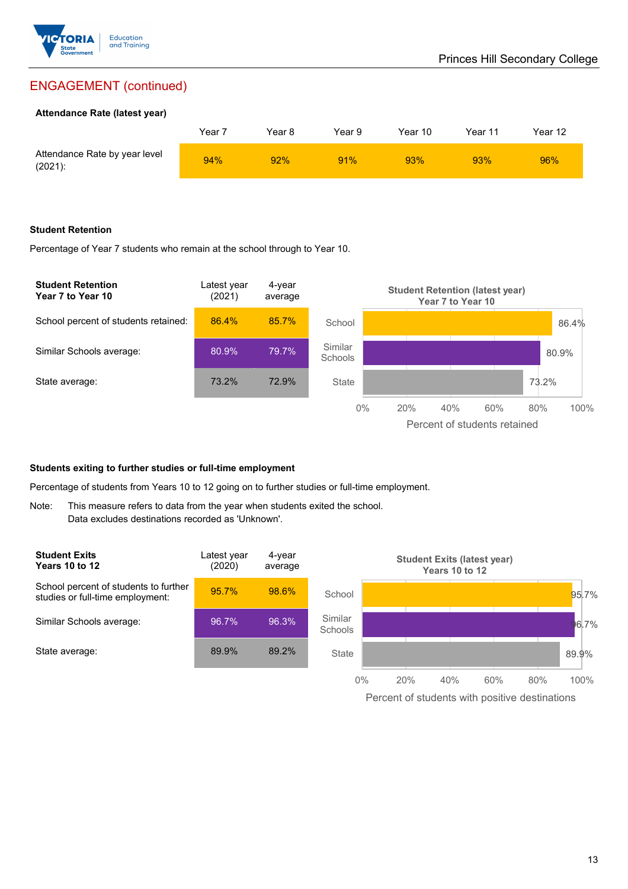Princes Hill Secondary College

## ENGAGEMENT (continued)

### Attendance Rate (latest year)

| | Year 7 | Year 8 | Year 9 | Year 10 | Year 11 | Year 12 |
|---|---|---|---|---|---|---|
| Attendance Rate by year level (2021): | 94% | 92% | 91% | 93% | 93% | 96% |

### Student Retention

Percentage of Year 7 students who remain at the school through to Year 10.

| Student Retention Year 7 to Year 10 | Latest year (2021) | 4-year average |
|---|---|---|
| School percent of students retained: | 86.4% | 85.7% |
| Similar Schools average: | 80.9% | 79.7% |
| State average: | 73.2% | 72.9% |

**Student Retention (latest year) Year 7 to Year 10**

| | Percent of students retained |
|---|---|
| School | 86.4% |
| Similar Schools | 80.9% |
| State | 73.2% |

### Students exiting to further studies or full-time employment

Percentage of students from Years 10 to 12 going on to further studies or full-time employment.

Note: This measure refers to data from the year when students exited the school.
Data excludes destinations recorded as 'Unknown'.

| Student Exits Years 10 to 12 | Latest year (2020) | 4-year average |
|---|---|---|
| School percent of students to further studies or full-time employment: | 95.7% | 98.6% |
| Similar Schools average: | 96.7% | 96.3% |
| State average: | 89.9% | 89.2% |

**Student Exits (latest year) Years 10 to 12**

| | Percent of students with positive destinations |
|---|---|
| School | 95.7% |
| Similar Schools | 96.7% |
| State | 89.9% |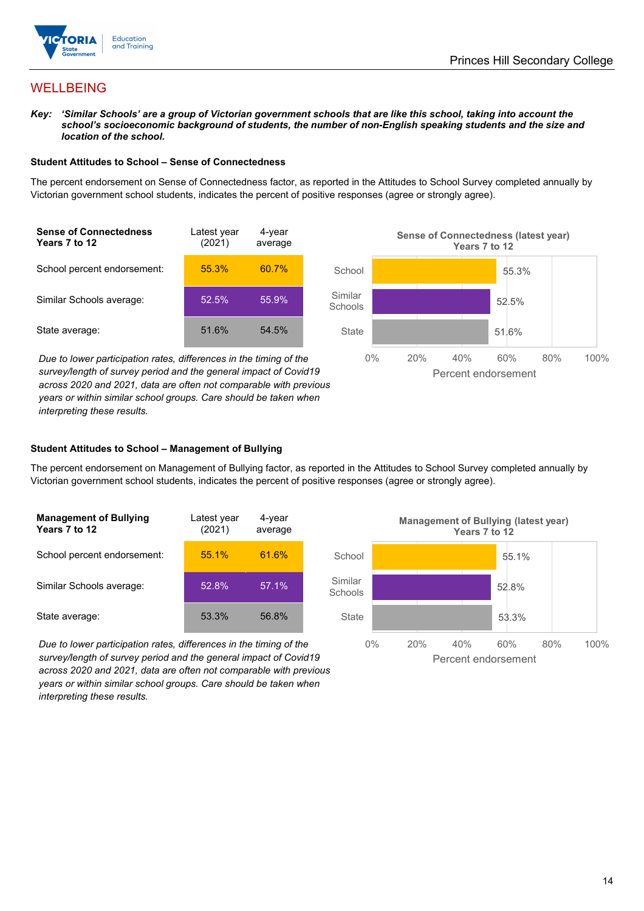## WELLBEING

***Key:** 'Similar Schools' are a group of Victorian government schools that are like this school, taking into account the school's socioeconomic background of students, the number of non-English speaking students and the size and location of the school.*

### Student Attitudes to School – Sense of Connectedness

The percent endorsement on Sense of Connectedness factor, as reported in the Attitudes to School Survey completed annually by Victorian government school students, indicates the percent of positive responses (agree or strongly agree).

| Sense of Connectedness Years 7 to 12 | Latest year (2021) | 4-year average |
|---|---|---|
| School percent endorsement: | 55.3% | 60.7% |
| Similar Schools average: | 52.5% | 55.9% |
| State average: | 51.6% | 54.5% |

*Due to lower participation rates, differences in the timing of the survey/length of survey period and the general impact of Covid19 across 2020 and 2021, data are often not comparable with previous years or within similar school groups. Care should be taken when interpreting these results.*

**Sense of Connectedness (latest year) Years 7 to 12**

| | Percent endorsement |
|---|---|
| School | 55.3% |
| Similar Schools | 52.5% |
| State | 51.6% |

### Student Attitudes to School – Management of Bullying

The percent endorsement on Management of Bullying factor, as reported in the Attitudes to School Survey completed annually by Victorian government school students, indicates the percent of positive responses (agree or strongly agree).

| Management of Bullying Years 7 to 12 | Latest year (2021) | 4-year average |
|---|---|---|
| School percent endorsement: | 55.1% | 61.6% |
| Similar Schools average: | 52.8% | 57.1% |
| State average: | 53.3% | 56.8% |

*Due to lower participation rates, differences in the timing of the survey/length of survey period and the general impact of Covid19 across 2020 and 2021, data are often not comparable with previous years or within similar school groups. Care should be taken when interpreting these results.*

**Management of Bullying (latest year) Years 7 to 12**

| | Percent endorsement |
|---|---|
| School | 55.1% |
| Similar Schools | 52.8% |
| State | 53.3% |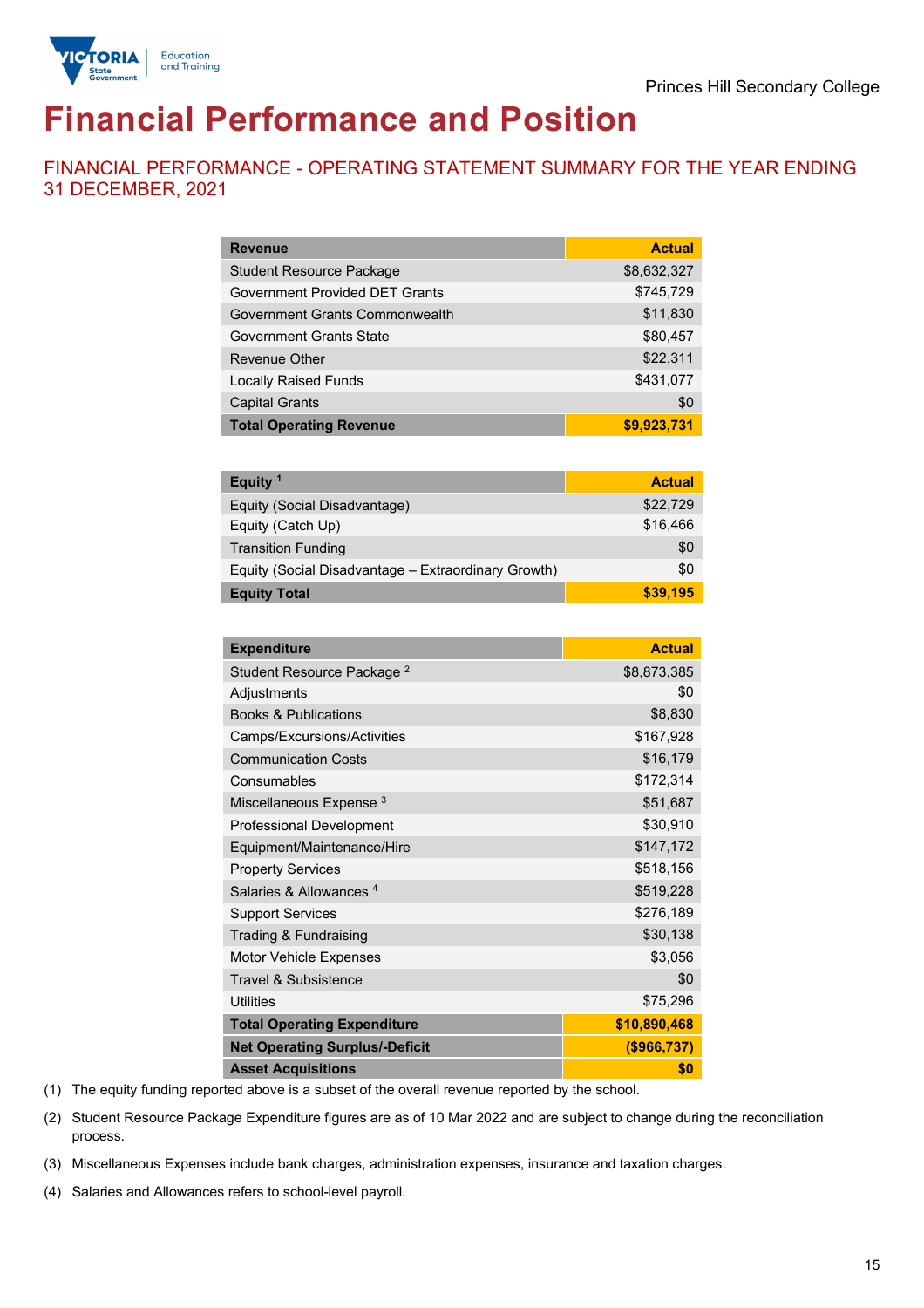Princes Hill Secondary College

# Financial Performance and Position

## FINANCIAL PERFORMANCE - OPERATING STATEMENT SUMMARY FOR THE YEAR ENDING 31 DECEMBER, 2021

| Revenue | Actual |
|---|---|
| Student Resource Package | $8,632,327 |
| Government Provided DET Grants | $745,729 |
| Government Grants Commonwealth | $11,830 |
| Government Grants State | $80,457 |
| Revenue Other | $22,311 |
| Locally Raised Funds | $431,077 |
| Capital Grants | $0 |
| **Total Operating Revenue** | **$9,923,731** |

| Equity [1] | Actual |
|---|---|
| Equity (Social Disadvantage) | $22,729 |
| Equity (Catch Up) | $16,466 |
| Transition Funding | $0 |
| Equity (Social Disadvantage – Extraordinary Growth) | $0 |
| **Equity Total** | **$39,195** |

| Expenditure | Actual |
|---|---|
| Student Resource Package [2] | $8,873,385 |
| Adjustments | $0 |
| Books & Publications | $8,830 |
| Camps/Excursions/Activities | $167,928 |
| Communication Costs | $16,179 |
| Consumables | $172,314 |
| Miscellaneous Expense [3] | $51,687 |
| Professional Development | $30,910 |
| Equipment/Maintenance/Hire | $147,172 |
| Property Services | $518,156 |
| Salaries & Allowances [4] | $519,228 |
| Support Services | $276,189 |
| Trading & Fundraising | $30,138 |
| Motor Vehicle Expenses | $3,056 |
| Travel & Subsistence | $0 |
| Utilities | $75,296 |
| **Total Operating Expenditure** | **$10,890,468** |
| **Net Operating Surplus/-Deficit** | **($966,737)** |
| **Asset Acquisitions** | **$0** |

(1) The equity funding reported above is a subset of the overall revenue reported by the school.

(2) Student Resource Package Expenditure figures are as of 10 Mar 2022 and are subject to change during the reconciliation process.

(3) Miscellaneous Expenses include bank charges, administration expenses, insurance and taxation charges.

(4) Salaries and Allowances refers to school-level payroll.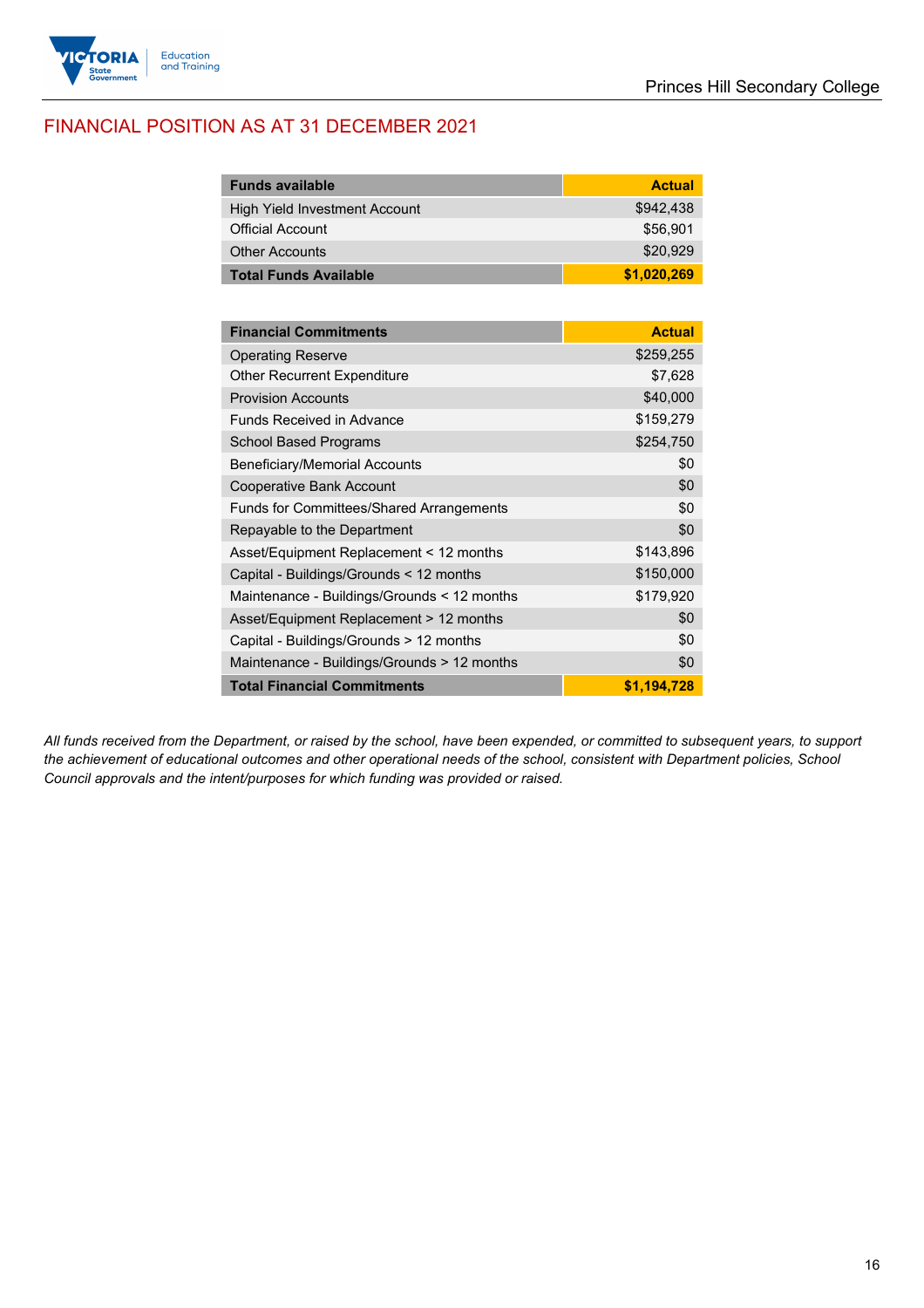## FINANCIAL POSITION AS AT 31 DECEMBER 2021

| Funds available | Actual |
|---|---|
| High Yield Investment Account | $942,438 |
| Official Account | $56,901 |
| Other Accounts | $20,929 |
| **Total Funds Available** | **$1,020,269** |

| Financial Commitments | Actual |
|---|---|
| Operating Reserve | $259,255 |
| Other Recurrent Expenditure | $7,628 |
| Provision Accounts | $40,000 |
| Funds Received in Advance | $159,279 |
| School Based Programs | $254,750 |
| Beneficiary/Memorial Accounts | $0 |
| Cooperative Bank Account | $0 |
| Funds for Committees/Shared Arrangements | $0 |
| Repayable to the Department | $0 |
| Asset/Equipment Replacement < 12 months | $143,896 |
| Capital - Buildings/Grounds < 12 months | $150,000 |
| Maintenance - Buildings/Grounds < 12 months | $179,920 |
| Asset/Equipment Replacement > 12 months | $0 |
| Capital - Buildings/Grounds > 12 months | $0 |
| Maintenance - Buildings/Grounds > 12 months | $0 |
| **Total Financial Commitments** | **$1,194,728** |

*All funds received from the Department, or raised by the school, have been expended, or committed to subsequent years, to support the achievement of educational outcomes and other operational needs of the school, consistent with Department policies, School Council approvals and the intent/purposes for which funding was provided or raised.*